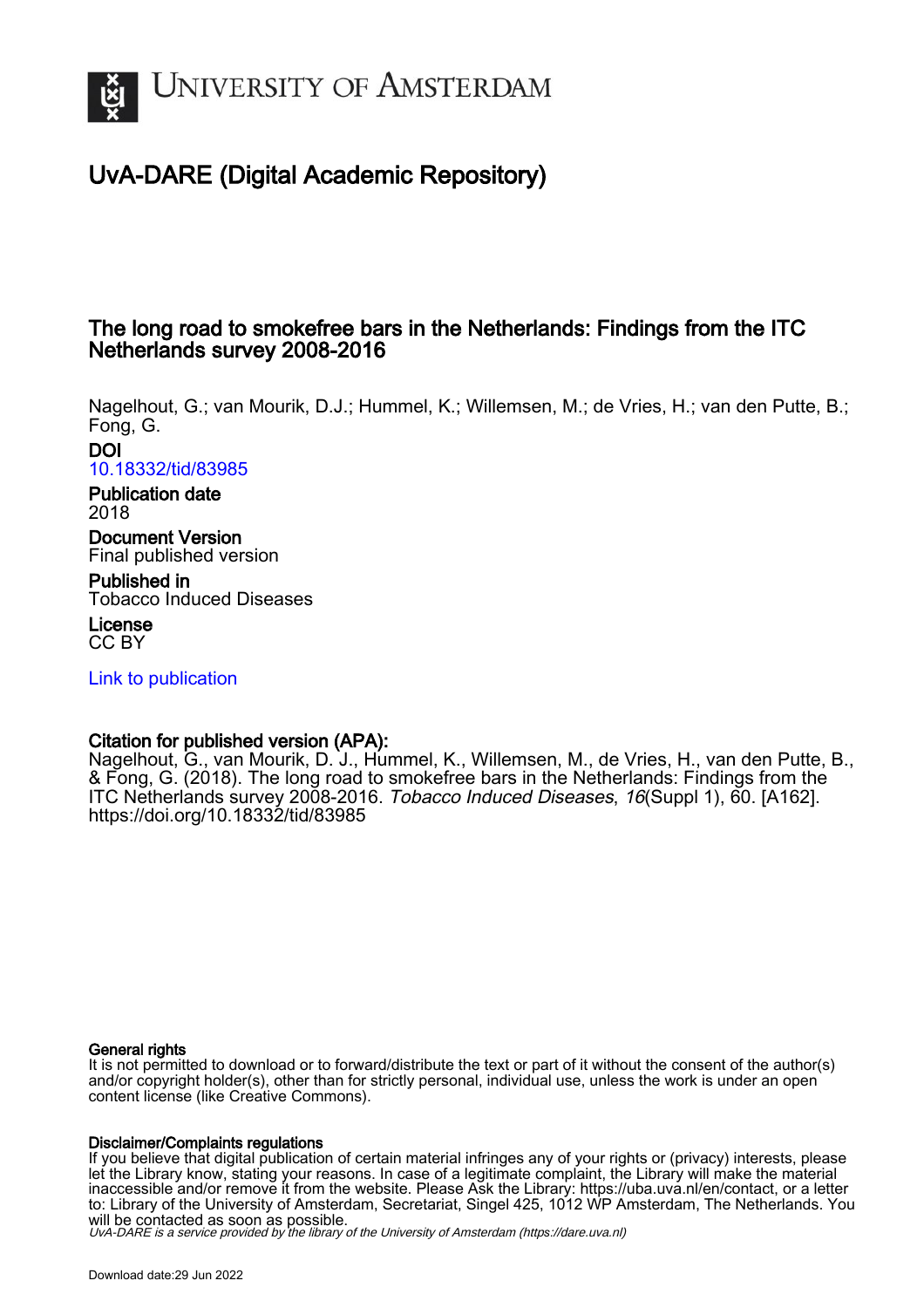# UvA-DARE (Digital Academic Repository)

## The long road to smokefree bars in the Netherlands: Findings from the ITC Netherlands survey 2008-2016

Nagelhout, G.; van Mourik, D.J.; Hummel, K.; Willemsen, M.; de Vries, H.; van den Putte, B.; Fong, G.

**DOI**
10.18332/tid/83985

**Publication date**
2018

**Document Version**
Final published version

**Published in**
Tobacco Induced Diseases

**License**
CC BY

Link to publication

**Citation for published version (APA):**
Nagelhout, G., van Mourik, D. J., Hummel, K., Willemsen, M., de Vries, H., van den Putte, B., & Fong, G. (2018). The long road to smokefree bars in the Netherlands: Findings from the ITC Netherlands survey 2008-2016. *Tobacco Induced Diseases*, *16*(Suppl 1), 60. [A162]. https://doi.org/10.18332/tid/83985

**General rights**
It is not permitted to download or to forward/distribute the text or part of it without the consent of the author(s) and/or copyright holder(s), other than for strictly personal, individual use, unless the work is under an open content license (like Creative Commons).

**Disclaimer/Complaints regulations**
If you believe that digital publication of certain material infringes any of your rights or (privacy) interests, please let the Library know, stating your reasons. In case of a legitimate complaint, the Library will make the material inaccessible and/or remove it from the website. Please Ask the Library: https://uba.uva.nl/en/contact, or a letter to: Library of the University of Amsterdam, Secretariat, Singel 425, 1012 WP Amsterdam, The Netherlands. You will be contacted as soon as possible.

*UvA-DARE is a service provided by the library of the University of Amsterdam (https://dare.uva.nl)*

Download date:29 Jun 2022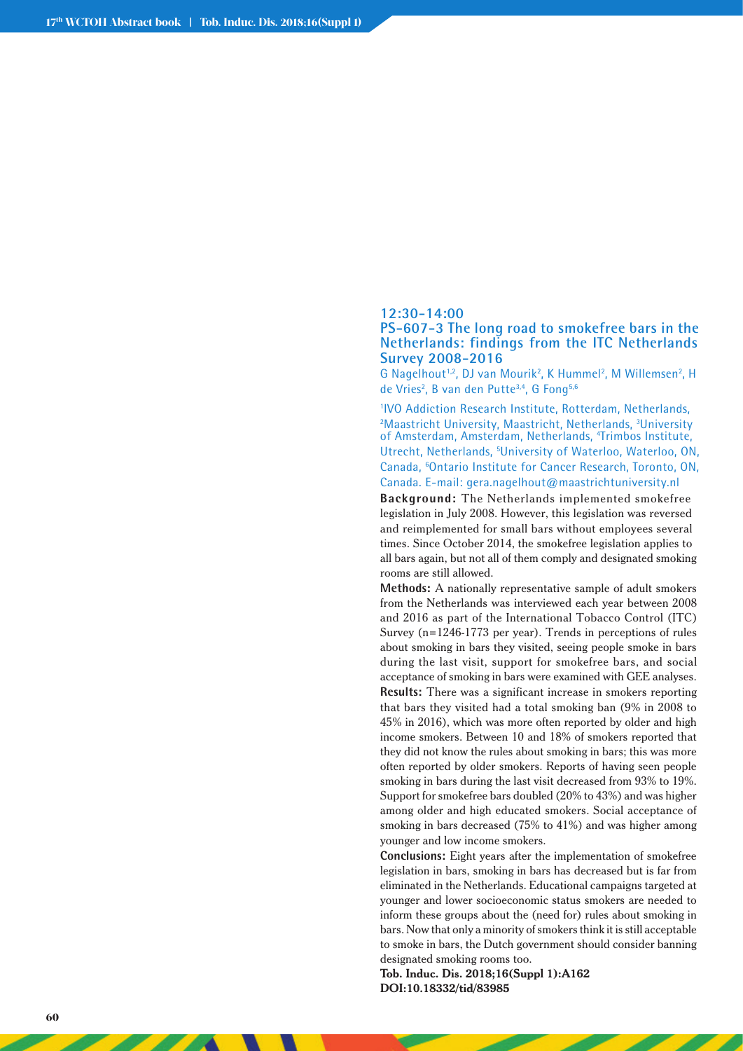12:30-14:00

## PS-607-3 The long road to smokefree bars in the Netherlands: findings from the ITC Netherlands Survey 2008-2016

G Nagelhout[1,2], DJ van Mourik[2], K Hummel[2], M Willemsen[2], H de Vries[2], B van den Putte[3,4], G Fong[5,6]

[1]IVO Addiction Research Institute, Rotterdam, Netherlands, [2]Maastricht University, Maastricht, Netherlands, [3]University of Amsterdam, Amsterdam, Netherlands, [4]Trimbos Institute, Utrecht, Netherlands, [5]University of Waterloo, Waterloo, ON, Canada, [6]Ontario Institute for Cancer Research, Toronto, ON, Canada. E-mail: gera.nagelhout@maastrichtuniversity.nl

**Background:** The Netherlands implemented smokefree legislation in July 2008. However, this legislation was reversed and reimplemented for small bars without employees several times. Since October 2014, the smokefree legislation applies to all bars again, but not all of them comply and designated smoking rooms are still allowed.

**Methods:** A nationally representative sample of adult smokers from the Netherlands was interviewed each year between 2008 and 2016 as part of the International Tobacco Control (ITC) Survey (n=1246-1773 per year). Trends in perceptions of rules about smoking in bars they visited, seeing people smoke in bars during the last visit, support for smokefree bars, and social acceptance of smoking in bars were examined with GEE analyses.

**Results:** There was a significant increase in smokers reporting that bars they visited had a total smoking ban (9% in 2008 to 45% in 2016), which was more often reported by older and high income smokers. Between 10 and 18% of smokers reported that they did not know the rules about smoking in bars; this was more often reported by older smokers. Reports of having seen people smoking in bars during the last visit decreased from 93% to 19%. Support for smokefree bars doubled (20% to 43%) and was higher among older and high educated smokers. Social acceptance of smoking in bars decreased (75% to 41%) and was higher among younger and low income smokers.

**Conclusions:** Eight years after the implementation of smokefree legislation in bars, smoking in bars has decreased but is far from eliminated in the Netherlands. Educational campaigns targeted at younger and lower socioeconomic status smokers are needed to inform these groups about the (need for) rules about smoking in bars. Now that only a minority of smokers think it is still acceptable to smoke in bars, the Dutch government should consider banning designated smoking rooms too.

**Tob. Induc. Dis. 2018;16(Suppl 1):A162**
**DOI:10.18332/tid/83985**